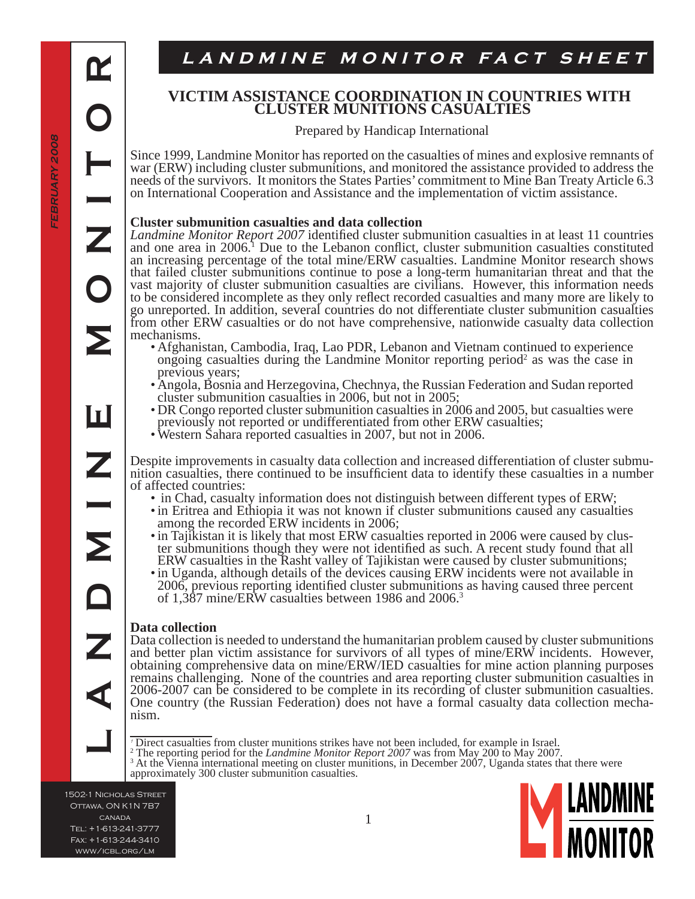# LANDMINE MONITOR FACT SHEET

## VICTIM ASSISTANCE COORDINATION IN COUNTRIES WITH CLUSTER MUNITIONS CASUALTIES

Prepared by Handicap International

Since 1999, Landmine Monitor has reported on the casualties of mines and explosive remnants of war (ERW) including cluster submunitions, and monitored the assistance provided to address the needs of the survivors. It monitors the States Parties' commitment to Mine Ban Treaty Article 6.3 on International Cooperation and Assistance and the implementation of victim assistance.

### Cluster submunition casualties and data collection

*Landmine Monitor Report 2007* identified cluster submunition casualties in at least 11 countries and one area in 2006.[1] Due to the Lebanon conflict, cluster submunition casualties constituted an increasing percentage of the total mine/ERW casualties. Landmine Monitor research shows that failed cluster submunitions continue to pose a long-term humanitarian threat and that the vast majority of cluster submunition casualties are civilians. However, this information needs to be considered incomplete as they only reflect recorded casualties and many more are likely to go unreported. In addition, several countries do not differentiate cluster submunition casualties from other ERW casualties or do not have comprehensive, nationwide casualty data collection mechanisms.

- Afghanistan, Cambodia, Iraq, Lao PDR, Lebanon and Vietnam continued to experience ongoing casualties during the Landmine Monitor reporting period[2] as was the case in previous years;
- Angola, Bosnia and Herzegovina, Chechnya, the Russian Federation and Sudan reported cluster submunition casualties in 2006, but not in 2005;
- DR Congo reported cluster submunition casualties in 2006 and 2005, but casualties were previously not reported or undifferentiated from other ERW casualties;
- Western Sahara reported casualties in 2007, but not in 2006.

Despite improvements in casualty data collection and increased differentiation of cluster submunition casualties, there continued to be insufficient data to identify these casualties in a number of affected countries:

- in Chad, casualty information does not distinguish between different types of ERW;
- in Eritrea and Ethiopia it was not known if cluster submunitions caused any casualties among the recorded ERW incidents in 2006;
- in Tajikistan it is likely that most ERW casualties reported in 2006 were caused by cluster submunitions though they were not identified as such. A recent study found that all ERW casualties in the Rasht valley of Tajikistan were caused by cluster submunitions;
- in Uganda, although details of the devices causing ERW incidents were not available in 2006, previous reporting identified cluster submunitions as having caused three percent of 1,387 mine/ERW casualties between 1986 and 2006.[3]

### Data collection

Data collection is needed to understand the humanitarian problem caused by cluster submunitions and better plan victim assistance for survivors of all types of mine/ERW incidents. However, obtaining comprehensive data on mine/ERW/IED casualties for mine action planning purposes remains challenging. None of the countries and area reporting cluster submunition casualties in 2006-2007 can be considered to be complete in its recording of cluster submunition casualties. One country (the Russian Federation) does not have a formal casualty data collection mechanism.

---

[1] Direct casualties from cluster munitions strikes have not been included, for example in Israel.
[2] The reporting period for the *Landmine Monitor Report 2007* was from May 200 to May 2007.
[3] At the Vienna international meeting on cluster munitions, in December 2007, Uganda states that there were approximately 300 cluster submunition casualties.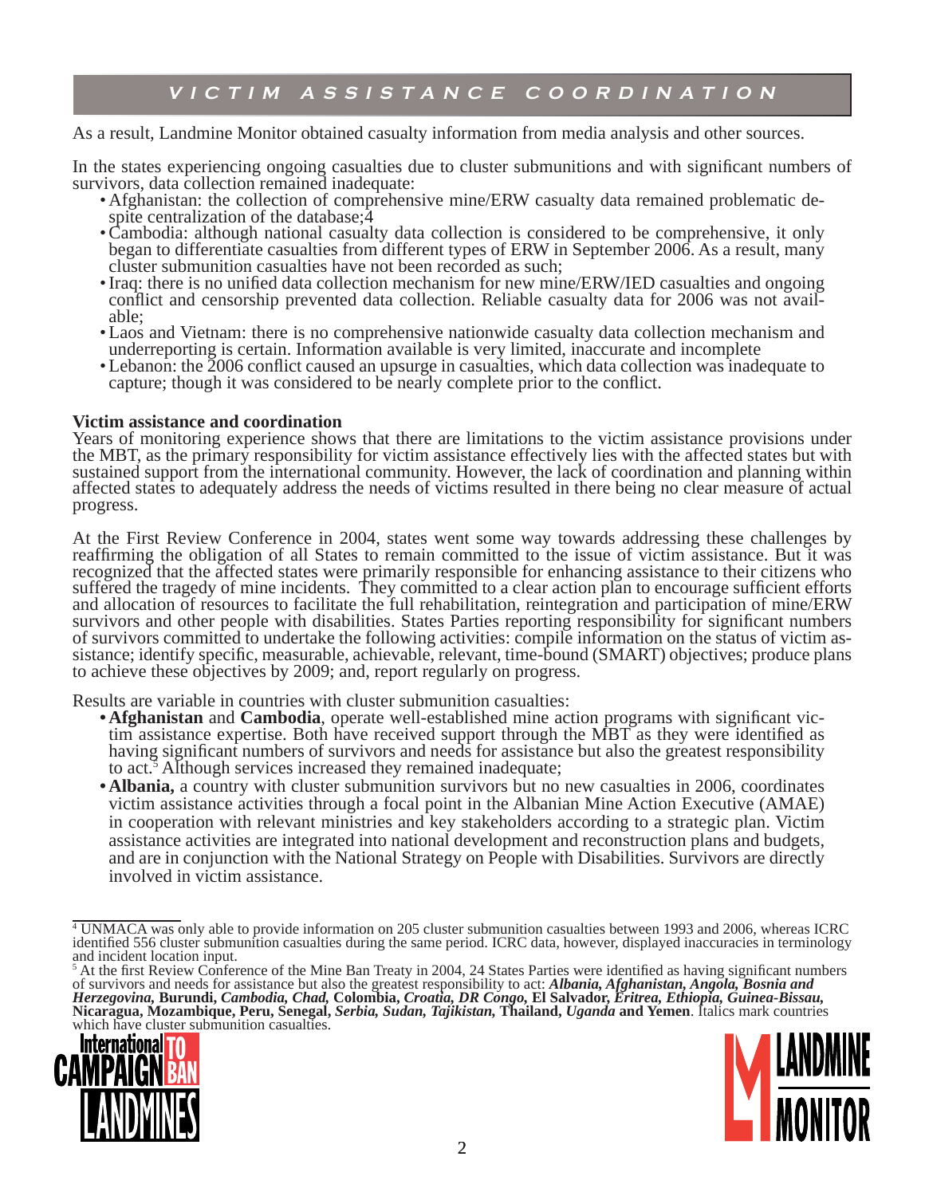## VICTIM ASSISTANCE COORDINATION

As a result, Landmine Monitor obtained casualty information from media analysis and other sources.

In the states experiencing ongoing casualties due to cluster submunitions and with significant numbers of survivors, data collection remained inadequate:

- Afghanistan: the collection of comprehensive mine/ERW casualty data remained problematic despite centralization of the database;[4]
- Cambodia: although national casualty data collection is considered to be comprehensive, it only began to differentiate casualties from different types of ERW in September 2006. As a result, many cluster submunition casualties have not been recorded as such;
- Iraq: there is no unified data collection mechanism for new mine/ERW/IED casualties and ongoing conflict and censorship prevented data collection. Reliable casualty data for 2006 was not available;
- Laos and Vietnam: there is no comprehensive nationwide casualty data collection mechanism and underreporting is certain. Information available is very limited, inaccurate and incomplete
- Lebanon: the 2006 conflict caused an upsurge in casualties, which data collection was inadequate to capture; though it was considered to be nearly complete prior to the conflict.

**Victim assistance and coordination**

Years of monitoring experience shows that there are limitations to the victim assistance provisions under the MBT, as the primary responsibility for victim assistance effectively lies with the affected states but with sustained support from the international community. However, the lack of coordination and planning within affected states to adequately address the needs of victims resulted in there being no clear measure of actual progress.

At the First Review Conference in 2004, states went some way towards addressing these challenges by reaffirming the obligation of all States to remain committed to the issue of victim assistance. But it was recognized that the affected states were primarily responsible for enhancing assistance to their citizens who suffered the tragedy of mine incidents. They committed to a clear action plan to encourage sufficient efforts and allocation of resources to facilitate the full rehabilitation, reintegration and participation of mine/ERW survivors and other people with disabilities. States Parties reporting responsibility for significant numbers of survivors committed to undertake the following activities: compile information on the status of victim assistance; identify specific, measurable, achievable, relevant, time-bound (SMART) objectives; produce plans to achieve these objectives by 2009; and, report regularly on progress.

Results are variable in countries with cluster submunition casualties:

- **Afghanistan** and **Cambodia**, operate well-established mine action programs with significant victim assistance expertise. Both have received support through the MBT as they were identified as having significant numbers of survivors and needs for assistance but also the greatest responsibility to act.[5] Although services increased they remained inadequate;
- **Albania,** a country with cluster submunition survivors but no new casualties in 2006, coordinates victim assistance activities through a focal point in the Albanian Mine Action Executive (AMAE) in cooperation with relevant ministries and key stakeholders according to a strategic plan. Victim assistance activities are integrated into national development and reconstruction plans and budgets, and are in conjunction with the National Strategy on People with Disabilities. Survivors are directly involved in victim assistance.

---

[4] UNMACA was only able to provide information on 205 cluster submunition casualties between 1993 and 2006, whereas ICRC identified 556 cluster submunition casualties during the same period. ICRC data, however, displayed inaccuracies in terminology and incident location input.

[5] At the first Review Conference of the Mine Ban Treaty in 2004, 24 States Parties were identified as having significant numbers of survivors and needs for assistance but also the greatest responsibility to act: ***Albania, Afghanistan, Angola, Bosnia and Herzegovina,*** **Burundi,** ***Cambodia, Chad,*** **Colombia,** ***Croatia, DR Congo,*** **El Salvador,** ***Eritrea, Ethiopia, Guinea-Bissau,*** **Nicaragua, Mozambique, Peru, Senegal,** ***Serbia, Sudan, Tajikistan,*** **Thailand,** ***Uganda*** **and Yemen**. Italics mark countries which have cluster submunition casualties.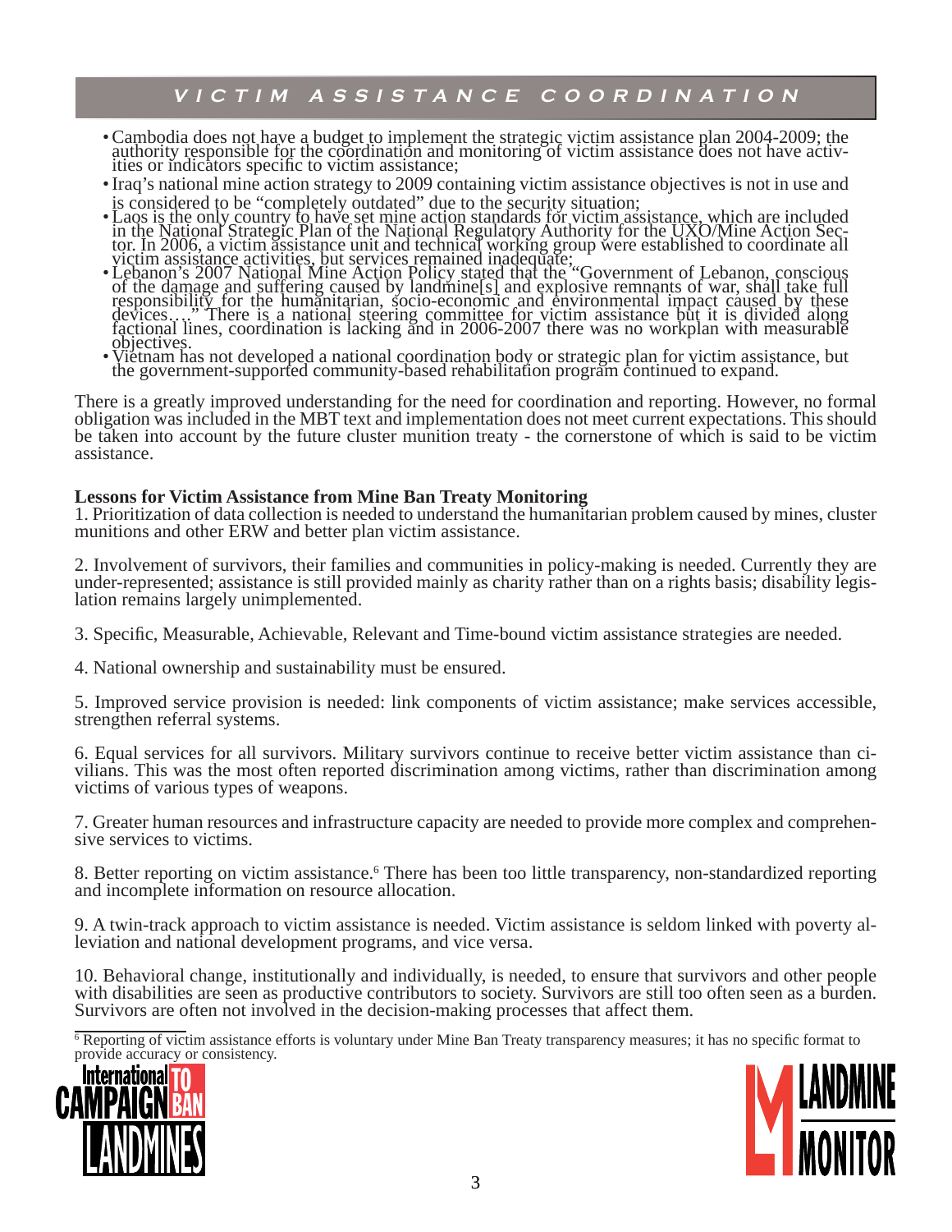## VICTIM ASSISTANCE COORDINATION

- Cambodia does not have a budget to implement the strategic victim assistance plan 2004-2009; the authority responsible for the coordination and monitoring of victim assistance does not have activities or indicators specific to victim assistance;
- Iraq's national mine action strategy to 2009 containing victim assistance objectives is not in use and is considered to be "completely outdated" due to the security situation;
- Laos is the only country to have set mine action standards for victim assistance, which are included in the National Strategic Plan of the National Regulatory Authority for the UXO/Mine Action Sector. In 2006, a victim assistance unit and technical working group were established to coordinate all victim assistance activities, but services remained inadequate;
- Lebanon's 2007 National Mine Action Policy stated that the "Government of Lebanon, conscious of the damage and suffering caused by landmine[s] and explosive remnants of war, shall take full responsibility for the humanitarian, socio-economic and environmental impact caused by these devices…." There is a national steering committee for victim assistance but it is divided along factional lines, coordination is lacking and in 2006-2007 there was no workplan with measurable objectives.
- Vietnam has not developed a national coordination body or strategic plan for victim assistance, but the government-supported community-based rehabilitation program continued to expand.

There is a greatly improved understanding for the need for coordination and reporting. However, no formal obligation was included in the MBT text and implementation does not meet current expectations. This should be taken into account by the future cluster munition treaty - the cornerstone of which is said to be victim assistance.

**Lessons for Victim Assistance from Mine Ban Treaty Monitoring**

1. Prioritization of data collection is needed to understand the humanitarian problem caused by mines, cluster munitions and other ERW and better plan victim assistance.

2. Involvement of survivors, their families and communities in policy-making is needed. Currently they are under-represented; assistance is still provided mainly as charity rather than on a rights basis; disability legislation remains largely unimplemented.

3. Specific, Measurable, Achievable, Relevant and Time-bound victim assistance strategies are needed.

4. National ownership and sustainability must be ensured.

5. Improved service provision is needed: link components of victim assistance; make services accessible, strengthen referral systems.

6. Equal services for all survivors. Military survivors continue to receive better victim assistance than civilians. This was the most often reported discrimination among victims, rather than discrimination among victims of various types of weapons.

7. Greater human resources and infrastructure capacity are needed to provide more complex and comprehensive services to victims.

8. Better reporting on victim assistance.[6] There has been too little transparency, non-standardized reporting and incomplete information on resource allocation.

9. A twin-track approach to victim assistance is needed. Victim assistance is seldom linked with poverty alleviation and national development programs, and vice versa.

10. Behavioral change, institutionally and individually, is needed, to ensure that survivors and other people with disabilities are seen as productive contributors to society. Survivors are still too often seen as a burden. Survivors are often not involved in the decision-making processes that affect them.

[6] Reporting of victim assistance efforts is voluntary under Mine Ban Treaty transparency measures; it has no specific format to provide accuracy or consistency.